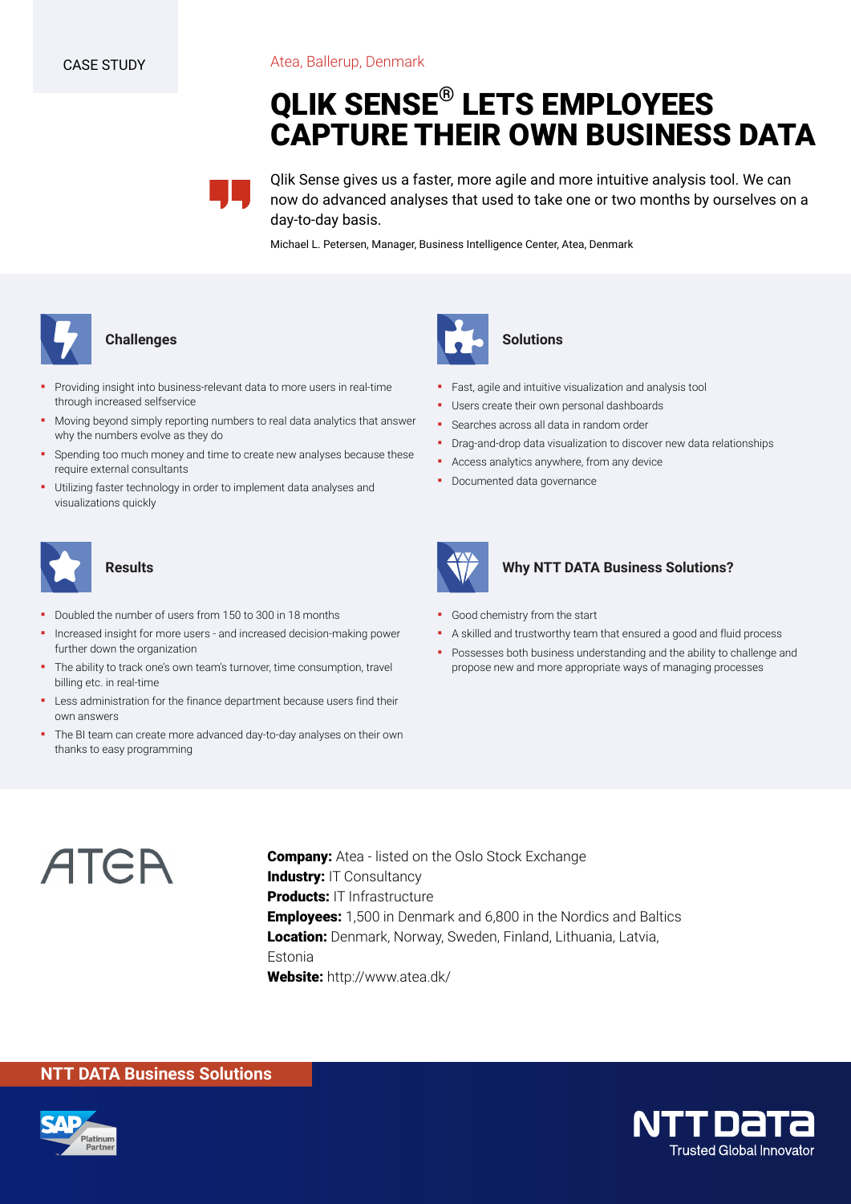CASE STUDY

Atea, Ballerup, Denmark

# QLIK SENSE® LETS EMPLOYEES CAPTURE THEIR OWN BUSINESS DATA

Qlik Sense gives us a faster, more agile and more intuitive analysis tool. We can now do advanced analyses that used to take one or two months by ourselves on a day-to-day basis.

Michael L. Petersen, Manager, Business Intelligence Center, Atea, Denmark

## Challenges

- Providing insight into business-relevant data to more users in real-time through increased selfservice
- Moving beyond simply reporting numbers to real data analytics that answer why the numbers evolve as they do
- Spending too much money and time to create new analyses because these require external consultants
- Utilizing faster technology in order to implement data analyses and visualizations quickly

## Solutions

- Fast, agile and intuitive visualization and analysis tool
- Users create their own personal dashboards
- Searches across all data in random order
- Drag-and-drop data visualization to discover new data relationships
- Access analytics anywhere, from any device
- Documented data governance

## Results

- Doubled the number of users from 150 to 300 in 18 months
- Increased insight for more users - and increased decision-making power further down the organization
- The ability to track one's own team's turnover, time consumption, travel billing etc. in real-time
- Less administration for the finance department because users find their own answers
- The BI team can create more advanced day-to-day analyses on their own thanks to easy programming

## Why NTT DATA Business Solutions?

- Good chemistry from the start
- A skilled and trustworthy team that ensured a good and fluid process
- Possesses both business understanding and the ability to challenge and propose new and more appropriate ways of managing processes

ATEA

**Company:** Atea - listed on the Oslo Stock Exchange
**Industry:** IT Consultancy
**Products:** IT Infrastructure
**Employees:** 1,500 in Denmark and 6,800 in the Nordics and Baltics
**Location:** Denmark, Norway, Sweden, Finland, Lithuania, Latvia, Estonia
**Website:** http://www.atea.dk/

**NTT DATA Business Solutions**

SAP Platinum Partner

NTT DATA Trusted Global Innovator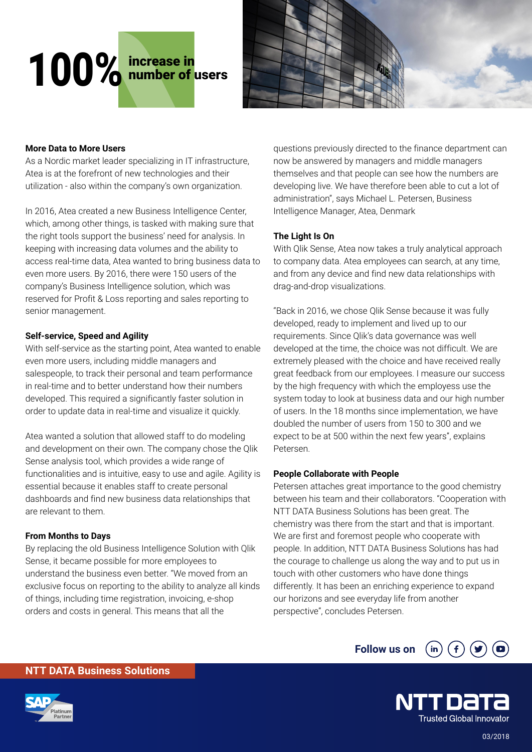**100%** **increase in number of users**

**More Data to More Users**

As a Nordic market leader specializing in IT infrastructure, Atea is at the forefront of new technologies and their utilization - also within the company's own organization.

In 2016, Atea created a new Business Intelligence Center, which, among other things, is tasked with making sure that the right tools support the business' need for analysis. In keeping with increasing data volumes and the ability to access real-time data, Atea wanted to bring business data to even more users. By 2016, there were 150 users of the company's Business Intelligence solution, which was reserved for Profit & Loss reporting and sales reporting to senior management.

**Self-service, Speed and Agility**

With self-service as the starting point, Atea wanted to enable even more users, including middle managers and salespeople, to track their personal and team performance in real-time and to better understand how their numbers developed. This required a significantly faster solution in order to update data in real-time and visualize it quickly.

Atea wanted a solution that allowed staff to do modeling and development on their own. The company chose the Qlik Sense analysis tool, which provides a wide range of functionalities and is intuitive, easy to use and agile. Agility is essential because it enables staff to create personal dashboards and find new business data relationships that are relevant to them.

**From Months to Days**

By replacing the old Business Intelligence Solution with Qlik Sense, it became possible for more employees to understand the business even better. "We moved from an exclusive focus on reporting to the ability to analyze all kinds of things, including time registration, invoicing, e-shop orders and costs in general. This means that all the questions previously directed to the finance department can now be answered by managers and middle managers themselves and that people can see how the numbers are developing live. We have therefore been able to cut a lot of administration", says Michael L. Petersen, Business Intelligence Manager, Atea, Denmark

**The Light Is On**

With Qlik Sense, Atea now takes a truly analytical approach to company data. Atea employees can search, at any time, and from any device and find new data relationships with drag-and-drop visualizations.

"Back in 2016, we chose Qlik Sense because it was fully developed, ready to implement and lived up to our requirements. Since Qlik's data governance was well developed at the time, the choice was not difficult. We are extremely pleased with the choice and have received really great feedback from our employees. I measure our success by the high frequency with which the employess use the system today to look at business data and our high number of users. In the 18 months since implementation, we have doubled the number of users from 150 to 300 and we expect to be at 500 within the next few years", explains Petersen.

**People Collaborate with People**

Petersen attaches great importance to the good chemistry between his team and their collaborators. "Cooperation with NTT DATA Business Solutions has been great. The chemistry was there from the start and that is important. We are first and foremost people who cooperate with people. In addition, NTT DATA Business Solutions has had the courage to challenge us along the way and to put us in touch with other customers who have done things differently. It has been an enriching experience to expand our horizons and see everyday life from another perspective", concludes Petersen.

**Follow us on**

**NTT DATA Business Solutions**

SAP Platinum Partner

NTT DATA
Trusted Global Innovator

03/2018